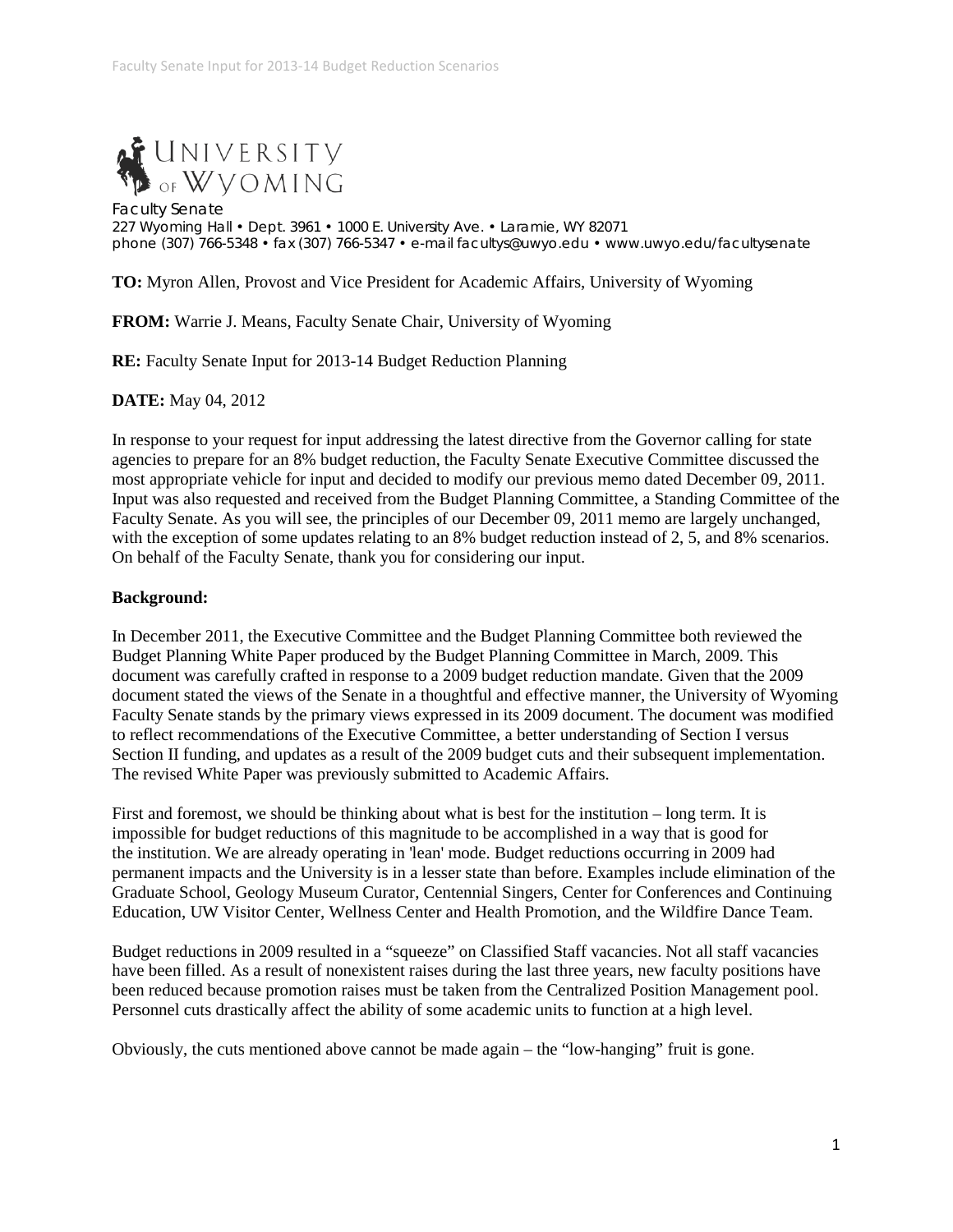UNIVERSITY OF WYOMING

Faculty Senate
227 Wyoming Hall • Dept. 3961 • 1000 E. University Ave. • Laramie, WY 82071
phone (307) 766-5348 • fax (307) 766-5347 • e-mail facultys@uwyo.edu • www.uwyo.edu/facultysenate

**TO:** Myron Allen, Provost and Vice President for Academic Affairs, University of Wyoming

**FROM:** Warrie J. Means, Faculty Senate Chair, University of Wyoming

**RE:** Faculty Senate Input for 2013-14 Budget Reduction Planning

**DATE:** May 04, 2012

In response to your request for input addressing the latest directive from the Governor calling for state agencies to prepare for an 8% budget reduction, the Faculty Senate Executive Committee discussed the most appropriate vehicle for input and decided to modify our previous memo dated December 09, 2011. Input was also requested and received from the Budget Planning Committee, a Standing Committee of the Faculty Senate. As you will see, the principles of our December 09, 2011 memo are largely unchanged, with the exception of some updates relating to an 8% budget reduction instead of 2, 5, and 8% scenarios. On behalf of the Faculty Senate, thank you for considering our input.

**Background:**

In December 2011, the Executive Committee and the Budget Planning Committee both reviewed the Budget Planning White Paper produced by the Budget Planning Committee in March, 2009. This document was carefully crafted in response to a 2009 budget reduction mandate. Given that the 2009 document stated the views of the Senate in a thoughtful and effective manner, the University of Wyoming Faculty Senate stands by the primary views expressed in its 2009 document. The document was modified to reflect recommendations of the Executive Committee, a better understanding of Section I versus Section II funding, and updates as a result of the 2009 budget cuts and their subsequent implementation. The revised White Paper was previously submitted to Academic Affairs.

First and foremost, we should be thinking about what is best for the institution – long term. It is impossible for budget reductions of this magnitude to be accomplished in a way that is good for the institution. We are already operating in 'lean' mode. Budget reductions occurring in 2009 had permanent impacts and the University is in a lesser state than before. Examples include elimination of the Graduate School, Geology Museum Curator, Centennial Singers, Center for Conferences and Continuing Education, UW Visitor Center, Wellness Center and Health Promotion, and the Wildfire Dance Team.

Budget reductions in 2009 resulted in a "squeeze" on Classified Staff vacancies. Not all staff vacancies have been filled. As a result of nonexistent raises during the last three years, new faculty positions have been reduced because promotion raises must be taken from the Centralized Position Management pool. Personnel cuts drastically affect the ability of some academic units to function at a high level.

Obviously, the cuts mentioned above cannot be made again – the "low-hanging" fruit is gone.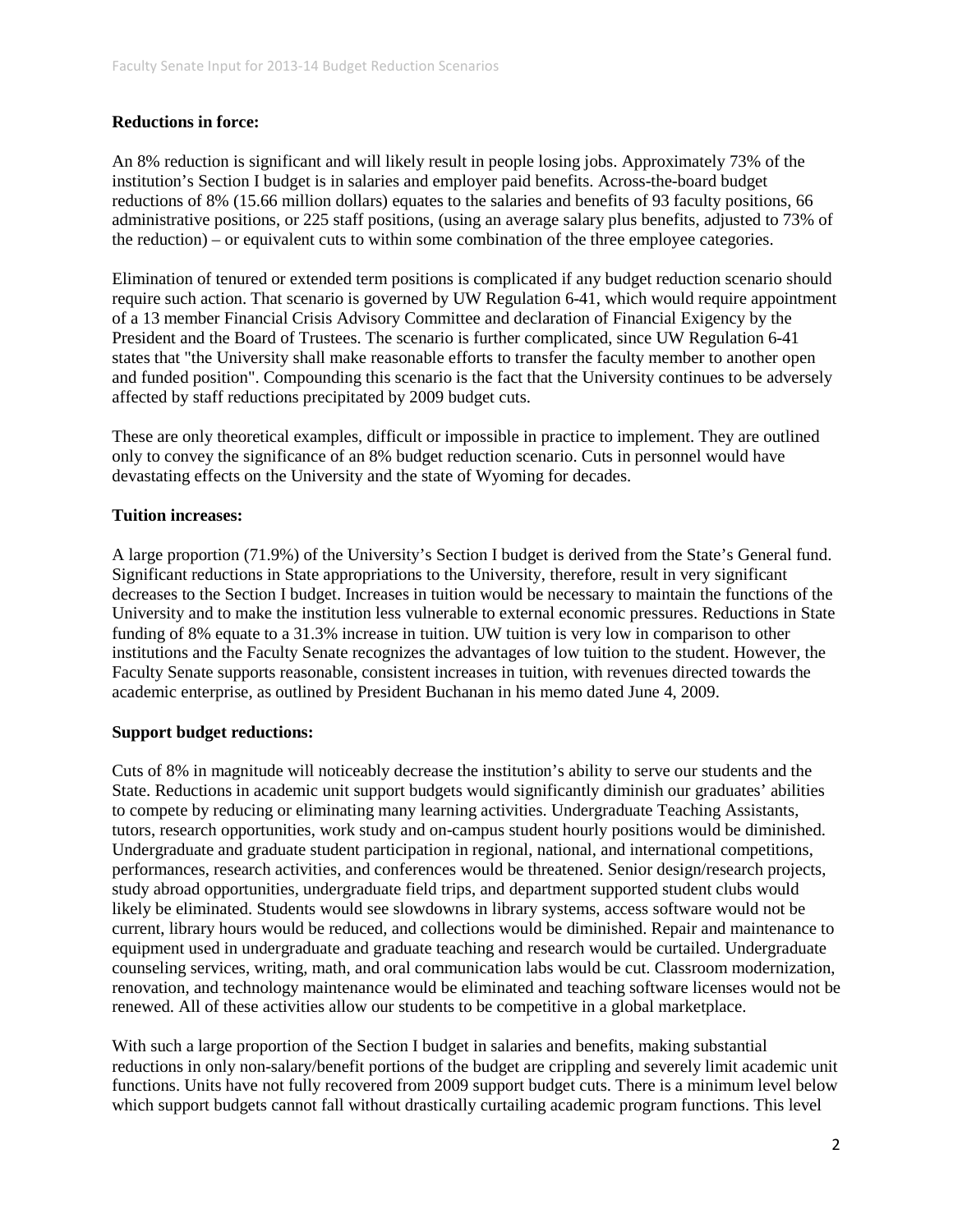**Reductions in force:**

An 8% reduction is significant and will likely result in people losing jobs. Approximately 73% of the institution's Section I budget is in salaries and employer paid benefits. Across-the-board budget reductions of 8% (15.66 million dollars) equates to the salaries and benefits of 93 faculty positions, 66 administrative positions, or 225 staff positions, (using an average salary plus benefits, adjusted to 73% of the reduction) – or equivalent cuts to within some combination of the three employee categories.

Elimination of tenured or extended term positions is complicated if any budget reduction scenario should require such action. That scenario is governed by UW Regulation 6-41, which would require appointment of a 13 member Financial Crisis Advisory Committee and declaration of Financial Exigency by the President and the Board of Trustees. The scenario is further complicated, since UW Regulation 6-41 states that "the University shall make reasonable efforts to transfer the faculty member to another open and funded position". Compounding this scenario is the fact that the University continues to be adversely affected by staff reductions precipitated by 2009 budget cuts.

These are only theoretical examples, difficult or impossible in practice to implement. They are outlined only to convey the significance of an 8% budget reduction scenario. Cuts in personnel would have devastating effects on the University and the state of Wyoming for decades.

**Tuition increases:**

A large proportion (71.9%) of the University's Section I budget is derived from the State's General fund. Significant reductions in State appropriations to the University, therefore, result in very significant decreases to the Section I budget. Increases in tuition would be necessary to maintain the functions of the University and to make the institution less vulnerable to external economic pressures. Reductions in State funding of 8% equate to a 31.3% increase in tuition. UW tuition is very low in comparison to other institutions and the Faculty Senate recognizes the advantages of low tuition to the student. However, the Faculty Senate supports reasonable, consistent increases in tuition, with revenues directed towards the academic enterprise, as outlined by President Buchanan in his memo dated June 4, 2009.

**Support budget reductions:**

Cuts of 8% in magnitude will noticeably decrease the institution's ability to serve our students and the State. Reductions in academic unit support budgets would significantly diminish our graduates' abilities to compete by reducing or eliminating many learning activities. Undergraduate Teaching Assistants, tutors, research opportunities, work study and on-campus student hourly positions would be diminished. Undergraduate and graduate student participation in regional, national, and international competitions, performances, research activities, and conferences would be threatened. Senior design/research projects, study abroad opportunities, undergraduate field trips, and department supported student clubs would likely be eliminated. Students would see slowdowns in library systems, access software would not be current, library hours would be reduced, and collections would be diminished. Repair and maintenance to equipment used in undergraduate and graduate teaching and research would be curtailed. Undergraduate counseling services, writing, math, and oral communication labs would be cut. Classroom modernization, renovation, and technology maintenance would be eliminated and teaching software licenses would not be renewed. All of these activities allow our students to be competitive in a global marketplace.

With such a large proportion of the Section I budget in salaries and benefits, making substantial reductions in only non-salary/benefit portions of the budget are crippling and severely limit academic unit functions. Units have not fully recovered from 2009 support budget cuts. There is a minimum level below which support budgets cannot fall without drastically curtailing academic program functions. This level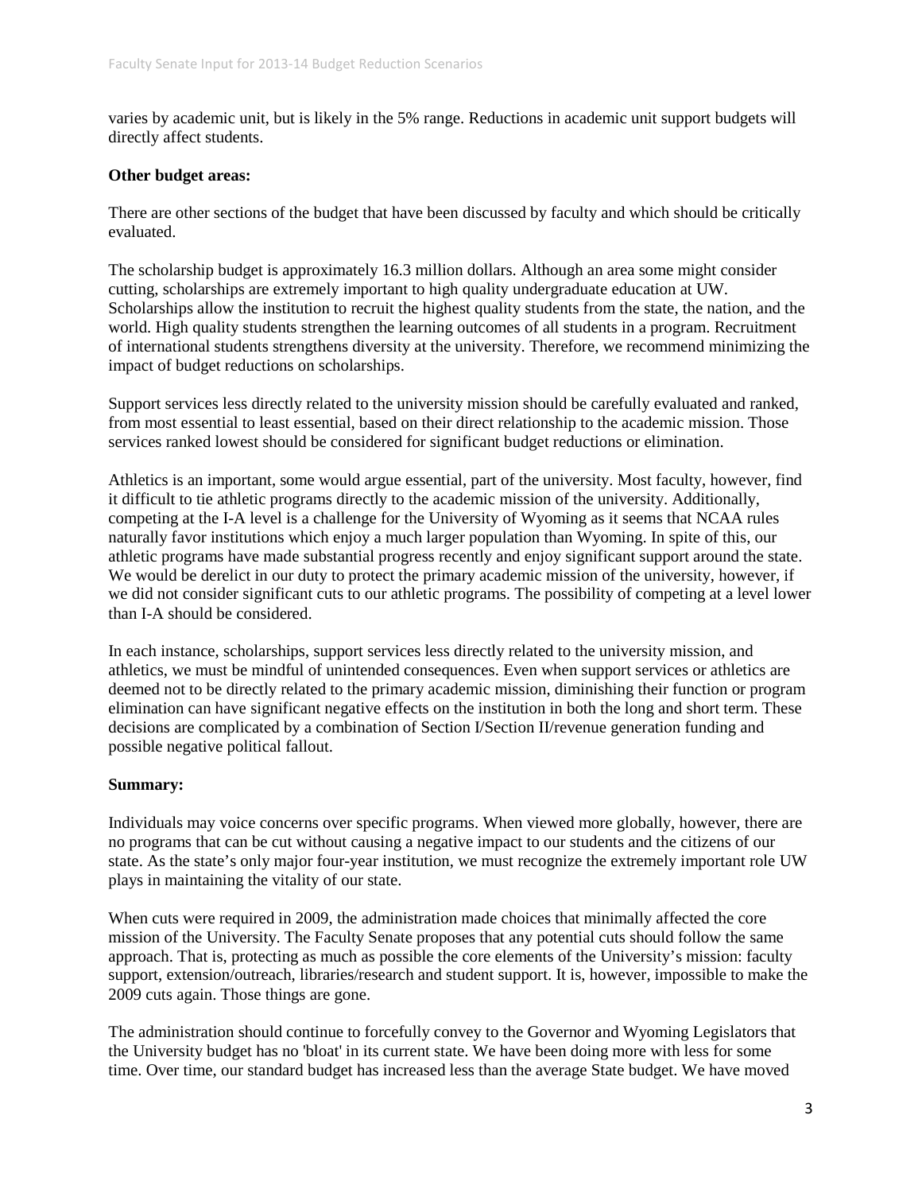varies by academic unit, but is likely in the 5% range. Reductions in academic unit support budgets will directly affect students.

**Other budget areas:**

There are other sections of the budget that have been discussed by faculty and which should be critically evaluated.

The scholarship budget is approximately 16.3 million dollars. Although an area some might consider cutting, scholarships are extremely important to high quality undergraduate education at UW. Scholarships allow the institution to recruit the highest quality students from the state, the nation, and the world. High quality students strengthen the learning outcomes of all students in a program. Recruitment of international students strengthens diversity at the university. Therefore, we recommend minimizing the impact of budget reductions on scholarships.

Support services less directly related to the university mission should be carefully evaluated and ranked, from most essential to least essential, based on their direct relationship to the academic mission. Those services ranked lowest should be considered for significant budget reductions or elimination.

Athletics is an important, some would argue essential, part of the university. Most faculty, however, find it difficult to tie athletic programs directly to the academic mission of the university. Additionally, competing at the I-A level is a challenge for the University of Wyoming as it seems that NCAA rules naturally favor institutions which enjoy a much larger population than Wyoming. In spite of this, our athletic programs have made substantial progress recently and enjoy significant support around the state. We would be derelict in our duty to protect the primary academic mission of the university, however, if we did not consider significant cuts to our athletic programs. The possibility of competing at a level lower than I-A should be considered.

In each instance, scholarships, support services less directly related to the university mission, and athletics, we must be mindful of unintended consequences. Even when support services or athletics are deemed not to be directly related to the primary academic mission, diminishing their function or program elimination can have significant negative effects on the institution in both the long and short term. These decisions are complicated by a combination of Section I/Section II/revenue generation funding and possible negative political fallout.

**Summary:**

Individuals may voice concerns over specific programs. When viewed more globally, however, there are no programs that can be cut without causing a negative impact to our students and the citizens of our state. As the state's only major four-year institution, we must recognize the extremely important role UW plays in maintaining the vitality of our state.

When cuts were required in 2009, the administration made choices that minimally affected the core mission of the University. The Faculty Senate proposes that any potential cuts should follow the same approach. That is, protecting as much as possible the core elements of the University's mission: faculty support, extension/outreach, libraries/research and student support. It is, however, impossible to make the 2009 cuts again. Those things are gone.

The administration should continue to forcefully convey to the Governor and Wyoming Legislators that the University budget has no 'bloat' in its current state. We have been doing more with less for some time. Over time, our standard budget has increased less than the average State budget. We have moved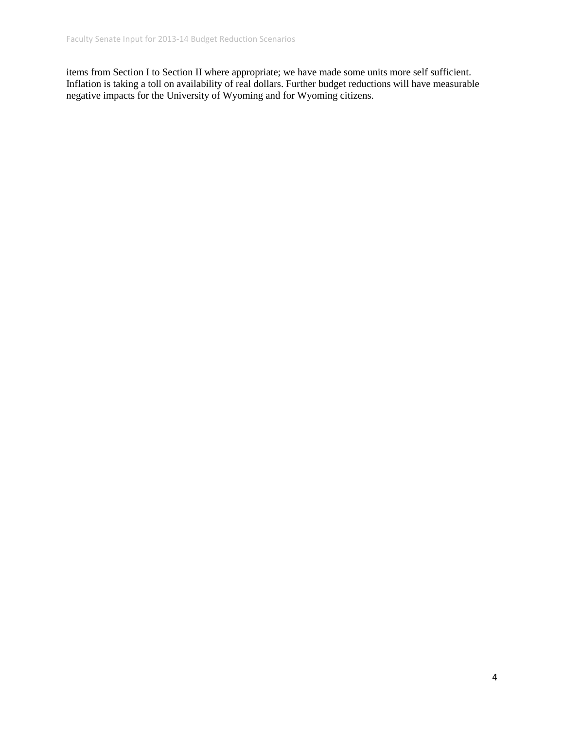items from Section I to Section II where appropriate; we have made some units more self sufficient. Inflation is taking a toll on availability of real dollars. Further budget reductions will have measurable negative impacts for the University of Wyoming and for Wyoming citizens.